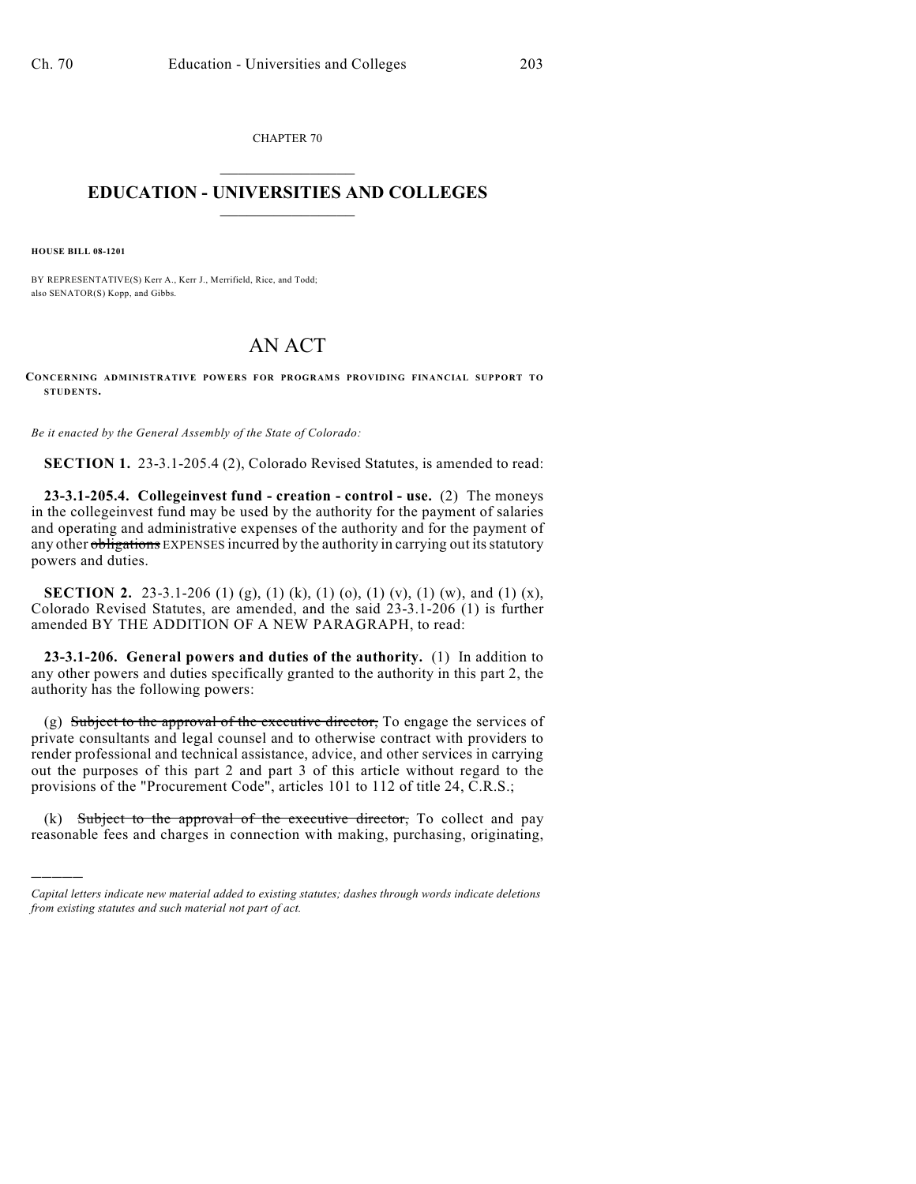CHAPTER 70

# EDUCATION - UNIVERSITIES AND COLLEGES

**HOUSE BILL 08-1201**

BY REPRESENTATIVE(S) Kerr A., Kerr J., Merrifield, Rice, and Todd;
also SENATOR(S) Kopp, and Gibbs.

# AN ACT

**CONCERNING ADMINISTRATIVE POWERS FOR PROGRAMS PROVIDING FINANCIAL SUPPORT TO STUDENTS.**

*Be it enacted by the General Assembly of the State of Colorado:*

**SECTION 1.** 23-3.1-205.4 (2), Colorado Revised Statutes, is amended to read:

**23-3.1-205.4. Collegeinvest fund - creation - control - use.** (2) The moneys in the collegeinvest fund may be used by the authority for the payment of salaries and operating and administrative expenses of the authority and for the payment of any other ~~obligations~~ EXPENSES incurred by the authority in carrying out its statutory powers and duties.

**SECTION 2.** 23-3.1-206 (1) (g), (1) (k), (1) (o), (1) (v), (1) (w), and (1) (x), Colorado Revised Statutes, are amended, and the said 23-3.1-206 (1) is further amended BY THE ADDITION OF A NEW PARAGRAPH, to read:

**23-3.1-206. General powers and duties of the authority.** (1) In addition to any other powers and duties specifically granted to the authority in this part 2, the authority has the following powers:

(g) ~~Subject to the approval of the executive director,~~ To engage the services of private consultants and legal counsel and to otherwise contract with providers to render professional and technical assistance, advice, and other services in carrying out the purposes of this part 2 and part 3 of this article without regard to the provisions of the "Procurement Code", articles 101 to 112 of title 24, C.R.S.;

(k) ~~Subject to the approval of the executive director,~~ To collect and pay reasonable fees and charges in connection with making, purchasing, originating,

*Capital letters indicate new material added to existing statutes; dashes through words indicate deletions from existing statutes and such material not part of act.*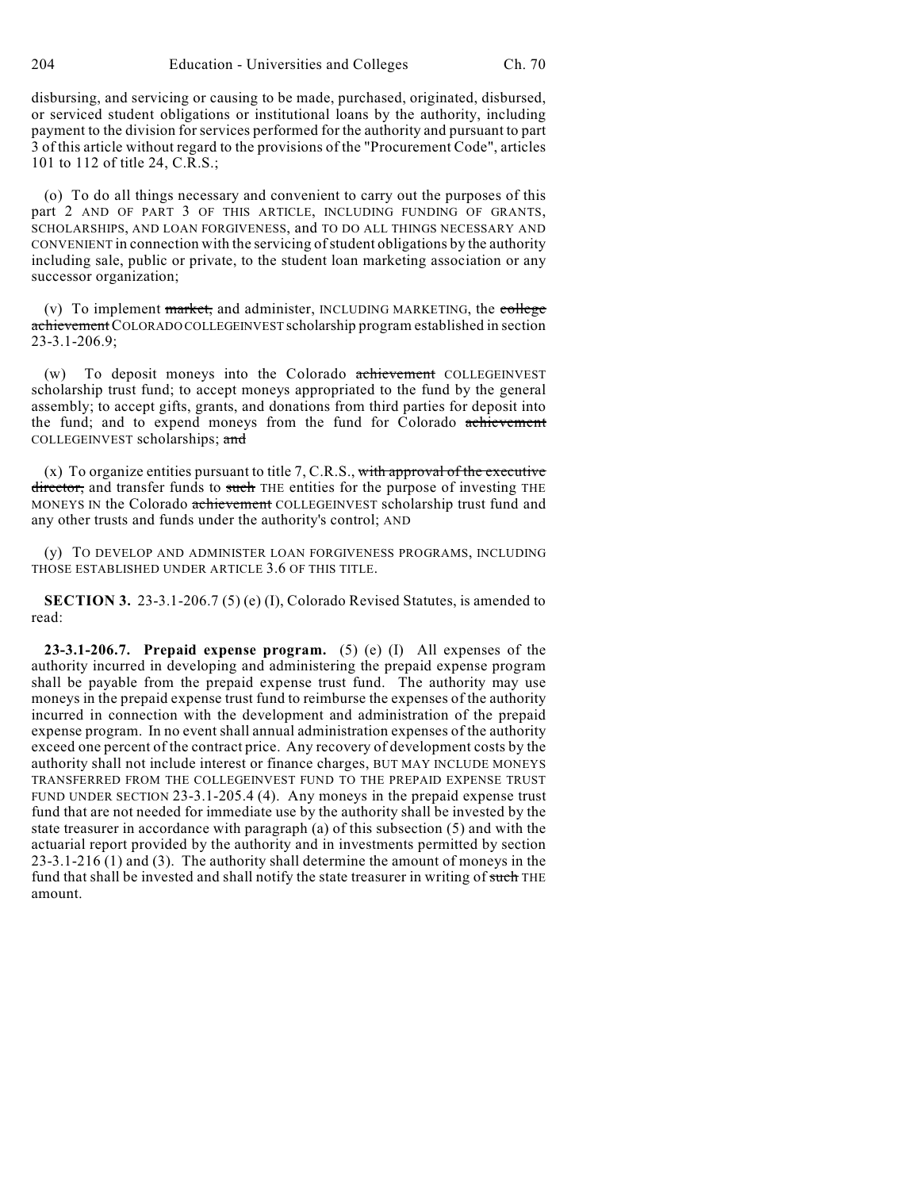disbursing, and servicing or causing to be made, purchased, originated, disbursed, or serviced student obligations or institutional loans by the authority, including payment to the division for services performed for the authority and pursuant to part 3 of this article without regard to the provisions of the "Procurement Code", articles 101 to 112 of title 24, C.R.S.;

(o) To do all things necessary and convenient to carry out the purposes of this part 2 AND OF PART 3 OF THIS ARTICLE, INCLUDING FUNDING OF GRANTS, SCHOLARSHIPS, AND LOAN FORGIVENESS, and TO DO ALL THINGS NECESSARY AND CONVENIENT in connection with the servicing of student obligations by the authority including sale, public or private, to the student loan marketing association or any successor organization;

(v) To implement ~~market,~~ and administer, INCLUDING MARKETING, the ~~college achievement~~ COLORADO COLLEGEINVEST scholarship program established in section 23-3.1-206.9;

(w) To deposit moneys into the Colorado ~~achievement~~ COLLEGEINVEST scholarship trust fund; to accept moneys appropriated to the fund by the general assembly; to accept gifts, grants, and donations from third parties for deposit into the fund; and to expend moneys from the fund for Colorado ~~achievement~~ COLLEGEINVEST scholarships; ~~and~~

(x) To organize entities pursuant to title 7, C.R.S., ~~with approval of the executive director,~~ and transfer funds to ~~such~~ THE entities for the purpose of investing THE MONEYS IN the Colorado ~~achievement~~ COLLEGEINVEST scholarship trust fund and any other trusts and funds under the authority's control; AND

(y) TO DEVELOP AND ADMINISTER LOAN FORGIVENESS PROGRAMS, INCLUDING THOSE ESTABLISHED UNDER ARTICLE 3.6 OF THIS TITLE.

**SECTION 3.** 23-3.1-206.7 (5) (e) (I), Colorado Revised Statutes, is amended to read:

**23-3.1-206.7. Prepaid expense program.** (5) (e) (I) All expenses of the authority incurred in developing and administering the prepaid expense program shall be payable from the prepaid expense trust fund. The authority may use moneys in the prepaid expense trust fund to reimburse the expenses of the authority incurred in connection with the development and administration of the prepaid expense program. In no event shall annual administration expenses of the authority exceed one percent of the contract price. Any recovery of development costs by the authority shall not include interest or finance charges, BUT MAY INCLUDE MONEYS TRANSFERRED FROM THE COLLEGEINVEST FUND TO THE PREPAID EXPENSE TRUST FUND UNDER SECTION 23-3.1-205.4 (4). Any moneys in the prepaid expense trust fund that are not needed for immediate use by the authority shall be invested by the state treasurer in accordance with paragraph (a) of this subsection (5) and with the actuarial report provided by the authority and in investments permitted by section 23-3.1-216 (1) and (3). The authority shall determine the amount of moneys in the fund that shall be invested and shall notify the state treasurer in writing of ~~such~~ THE amount.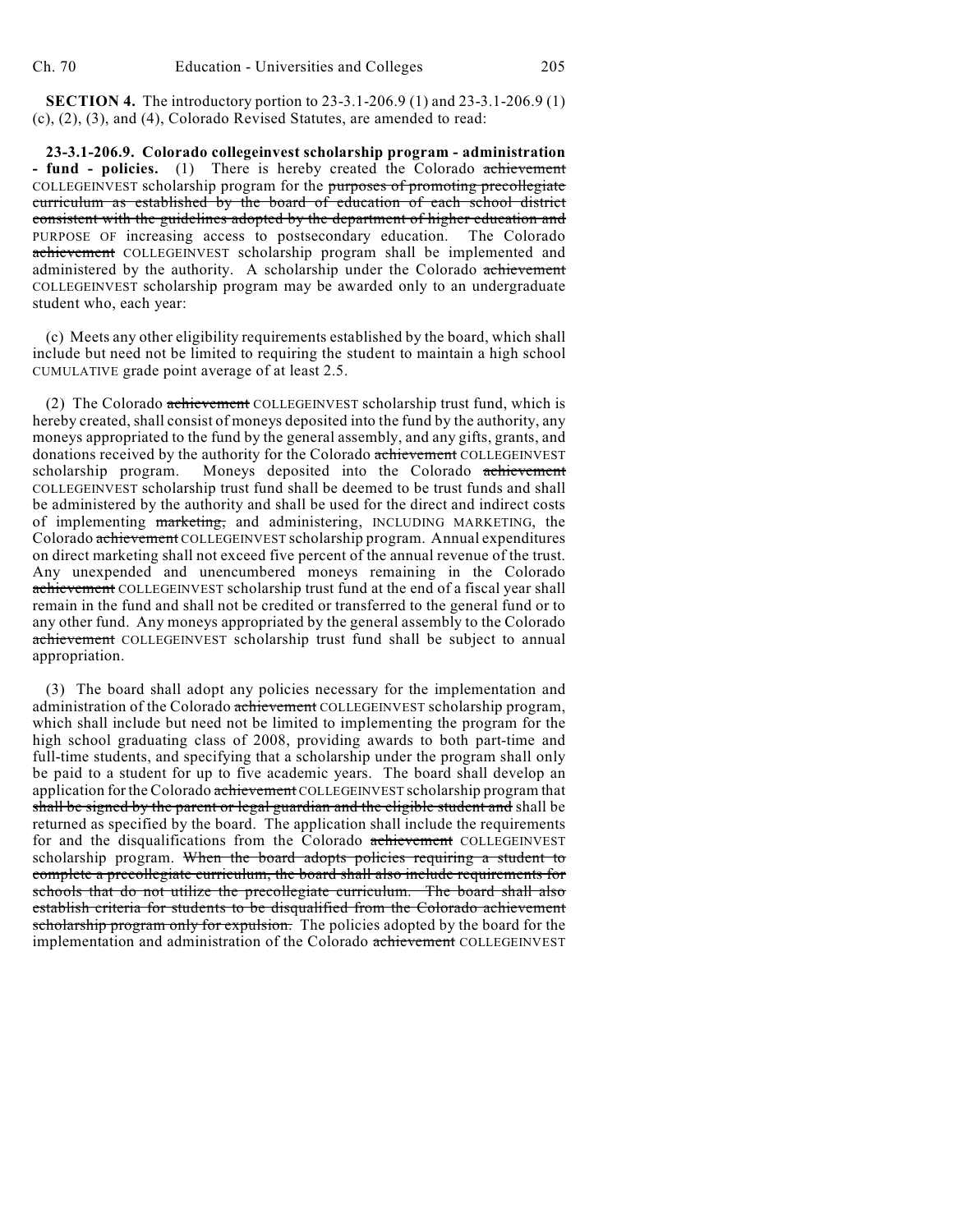**SECTION 4.** The introductory portion to 23-3.1-206.9 (1) and 23-3.1-206.9 (1) (c), (2), (3), and (4), Colorado Revised Statutes, are amended to read:

**23-3.1-206.9. Colorado collegeinvest scholarship program - administration - fund - policies.** (1) There is hereby created the Colorado ~~achievement~~ COLLEGEINVEST scholarship program for the ~~purposes of promoting precollegiate curriculum as established by the board of education of each school district consistent with the guidelines adopted by the department of higher education and~~ PURPOSE OF increasing access to postsecondary education. The Colorado ~~achievement~~ COLLEGEINVEST scholarship program shall be implemented and administered by the authority. A scholarship under the Colorado ~~achievement~~ COLLEGEINVEST scholarship program may be awarded only to an undergraduate student who, each year:

(c) Meets any other eligibility requirements established by the board, which shall include but need not be limited to requiring the student to maintain a high school CUMULATIVE grade point average of at least 2.5.

(2) The Colorado ~~achievement~~ COLLEGEINVEST scholarship trust fund, which is hereby created, shall consist of moneys deposited into the fund by the authority, any moneys appropriated to the fund by the general assembly, and any gifts, grants, and donations received by the authority for the Colorado ~~achievement~~ COLLEGEINVEST scholarship program. Moneys deposited into the Colorado ~~achievement~~ COLLEGEINVEST scholarship trust fund shall be deemed to be trust funds and shall be administered by the authority and shall be used for the direct and indirect costs of implementing ~~marketing,~~ and administering, INCLUDING MARKETING, the Colorado ~~achievement~~ COLLEGEINVEST scholarship program. Annual expenditures on direct marketing shall not exceed five percent of the annual revenue of the trust. Any unexpended and unencumbered moneys remaining in the Colorado ~~achievement~~ COLLEGEINVEST scholarship trust fund at the end of a fiscal year shall remain in the fund and shall not be credited or transferred to the general fund or to any other fund. Any moneys appropriated by the general assembly to the Colorado ~~achievement~~ COLLEGEINVEST scholarship trust fund shall be subject to annual appropriation.

(3) The board shall adopt any policies necessary for the implementation and administration of the Colorado ~~achievement~~ COLLEGEINVEST scholarship program, which shall include but need not be limited to implementing the program for the high school graduating class of 2008, providing awards to both part-time and full-time students, and specifying that a scholarship under the program shall only be paid to a student for up to five academic years. The board shall develop an application for the Colorado ~~achievement~~ COLLEGEINVEST scholarship program that ~~shall be signed by the parent or legal guardian and the eligible student and~~ shall be returned as specified by the board. The application shall include the requirements for and the disqualifications from the Colorado ~~achievement~~ COLLEGEINVEST scholarship program. ~~When the board adopts policies requiring a student to complete a precollegiate curriculum, the board shall also include requirements for schools that do not utilize the precollegiate curriculum. The board shall also establish criteria for students to be disqualified from the Colorado achievement scholarship program only for expulsion.~~ The policies adopted by the board for the implementation and administration of the Colorado ~~achievement~~ COLLEGEINVEST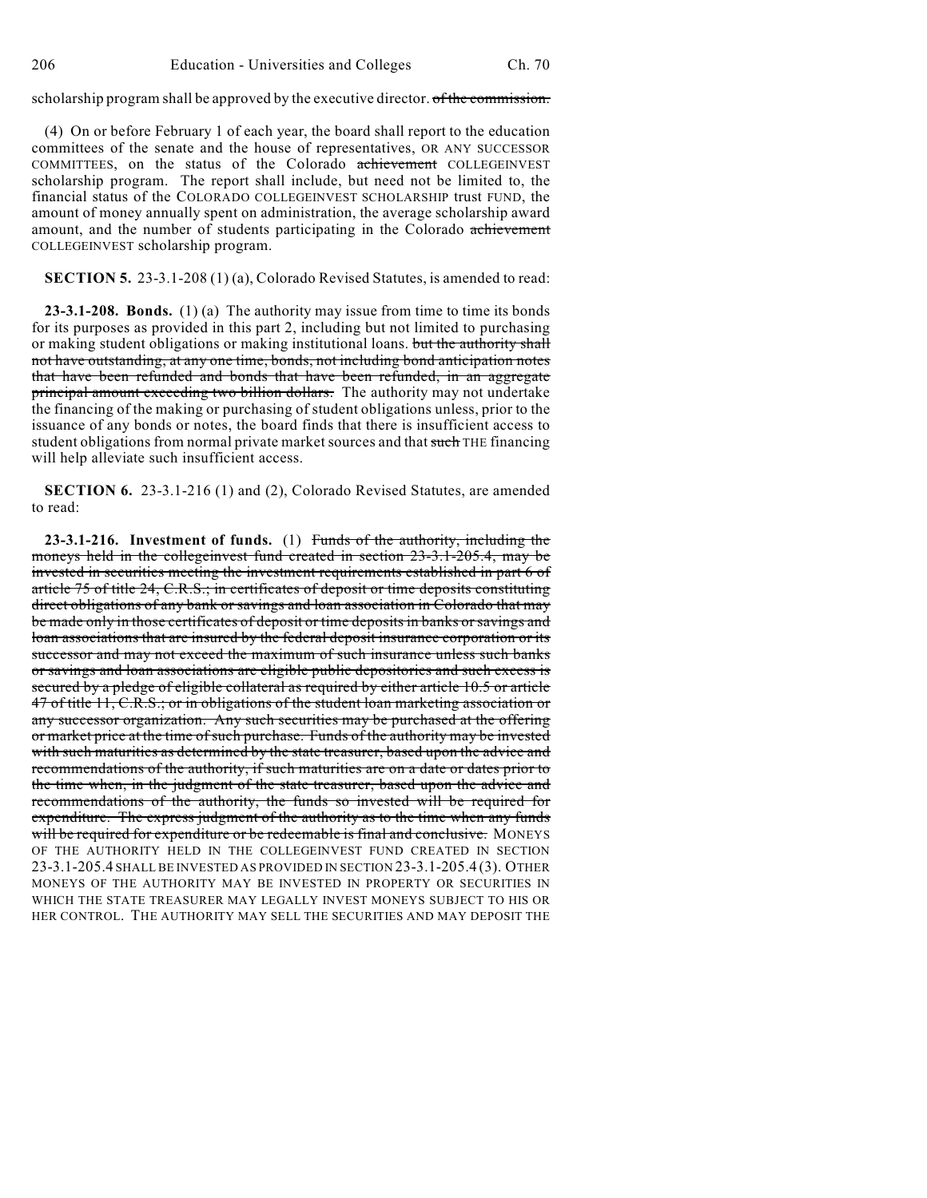scholarship program shall be approved by the executive director. ~~of the commission.~~

(4) On or before February 1 of each year, the board shall report to the education committees of the senate and the house of representatives, OR ANY SUCCESSOR COMMITTEES, on the status of the Colorado ~~achievement~~ COLLEGEINVEST scholarship program. The report shall include, but need not be limited to, the financial status of the COLORADO COLLEGEINVEST SCHOLARSHIP trust FUND, the amount of money annually spent on administration, the average scholarship award amount, and the number of students participating in the Colorado ~~achievement~~ COLLEGEINVEST scholarship program.

**SECTION 5.** 23-3.1-208 (1) (a), Colorado Revised Statutes, is amended to read:

**23-3.1-208. Bonds.** (1) (a) The authority may issue from time to time its bonds for its purposes as provided in this part 2, including but not limited to purchasing or making student obligations or making institutional loans. ~~but the authority shall not have outstanding, at any one time, bonds, not including bond anticipation notes that have been refunded and bonds that have been refunded, in an aggregate principal amount exceeding two billion dollars.~~ The authority may not undertake the financing of the making or purchasing of student obligations unless, prior to the issuance of any bonds or notes, the board finds that there is insufficient access to student obligations from normal private market sources and that ~~such~~ THE financing will help alleviate such insufficient access.

**SECTION 6.** 23-3.1-216 (1) and (2), Colorado Revised Statutes, are amended to read:

**23-3.1-216. Investment of funds.** (1) ~~Funds of the authority, including the moneys held in the collegeinvest fund created in section 23-3.1-205.4, may be invested in securities meeting the investment requirements established in part 6 of article 75 of title 24, C.R.S.; in certificates of deposit or time deposits constituting direct obligations of any bank or savings and loan association in Colorado that may be made only in those certificates of deposit or time deposits in banks or savings and loan associations that are insured by the federal deposit insurance corporation or its successor and may not exceed the maximum of such insurance unless such banks or savings and loan associations are eligible public depositories and such excess is secured by a pledge of eligible collateral as required by either article 10.5 or article 47 of title 11, C.R.S.; or in obligations of the student loan marketing association or any successor organization. Any such securities may be purchased at the offering or market price at the time of such purchase. Funds of the authority may be invested with such maturities as determined by the state treasurer, based upon the advice and recommendations of the authority, if such maturities are on a date or dates prior to the time when, in the judgment of the state treasurer, based upon the advice and recommendations of the authority, the funds so invested will be required for expenditure. The express judgment of the authority as to the time when any funds will be required for expenditure or be redeemable is final and conclusive.~~ MONEYS OF THE AUTHORITY HELD IN THE COLLEGEINVEST FUND CREATED IN SECTION 23-3.1-205.4 SHALL BE INVESTED AS PROVIDED IN SECTION 23-3.1-205.4 (3). OTHER MONEYS OF THE AUTHORITY MAY BE INVESTED IN PROPERTY OR SECURITIES IN WHICH THE STATE TREASURER MAY LEGALLY INVEST MONEYS SUBJECT TO HIS OR HER CONTROL. THE AUTHORITY MAY SELL THE SECURITIES AND MAY DEPOSIT THE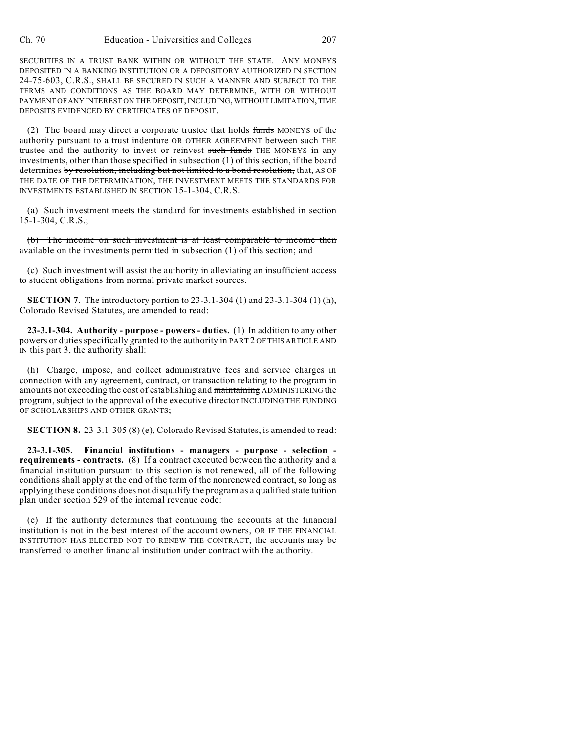SECURITIES IN A TRUST BANK WITHIN OR WITHOUT THE STATE. ANY MONEYS DEPOSITED IN A BANKING INSTITUTION OR A DEPOSITORY AUTHORIZED IN SECTION 24-75-603, C.R.S., SHALL BE SECURED IN SUCH A MANNER AND SUBJECT TO THE TERMS AND CONDITIONS AS THE BOARD MAY DETERMINE, WITH OR WITHOUT PAYMENT OF ANY INTEREST ON THE DEPOSIT, INCLUDING, WITHOUT LIMITATION, TIME DEPOSITS EVIDENCED BY CERTIFICATES OF DEPOSIT.

(2) The board may direct a corporate trustee that holds ~~funds~~ MONEYS of the authority pursuant to a trust indenture OR OTHER AGREEMENT between ~~such~~ THE trustee and the authority to invest or reinvest ~~such funds~~ THE MONEYS in any investments, other than those specified in subsection (1) of this section, if the board determines ~~by resolution, including but not limited to a bond resolution,~~ that, AS OF THE DATE OF THE DETERMINATION, THE INVESTMENT MEETS THE STANDARDS FOR INVESTMENTS ESTABLISHED IN SECTION 15-1-304, C.R.S.

~~(a) Such investment meets the standard for investments established in section 15-1-304, C.R.S.;~~

~~(b) The income on such investment is at least comparable to income then available on the investments permitted in subsection (1) of this section; and~~

~~(c) Such investment will assist the authority in alleviating an insufficient access to student obligations from normal private market sources.~~

**SECTION 7.** The introductory portion to 23-3.1-304 (1) and 23-3.1-304 (1) (h), Colorado Revised Statutes, are amended to read:

**23-3.1-304. Authority - purpose - powers - duties.** (1) In addition to any other powers or duties specifically granted to the authority in PART 2 OF THIS ARTICLE AND IN this part 3, the authority shall:

(h) Charge, impose, and collect administrative fees and service charges in connection with any agreement, contract, or transaction relating to the program in amounts not exceeding the cost of establishing and ~~maintaining~~ ADMINISTERING the program, ~~subject to the approval of the executive director~~ INCLUDING THE FUNDING OF SCHOLARSHIPS AND OTHER GRANTS;

**SECTION 8.** 23-3.1-305 (8) (e), Colorado Revised Statutes, is amended to read:

**23-3.1-305. Financial institutions - managers - purpose - selection - requirements - contracts.** (8) If a contract executed between the authority and a financial institution pursuant to this section is not renewed, all of the following conditions shall apply at the end of the term of the nonrenewed contract, so long as applying these conditions does not disqualify the program as a qualified state tuition plan under section 529 of the internal revenue code:

(e) If the authority determines that continuing the accounts at the financial institution is not in the best interest of the account owners, OR IF THE FINANCIAL INSTITUTION HAS ELECTED NOT TO RENEW THE CONTRACT, the accounts may be transferred to another financial institution under contract with the authority.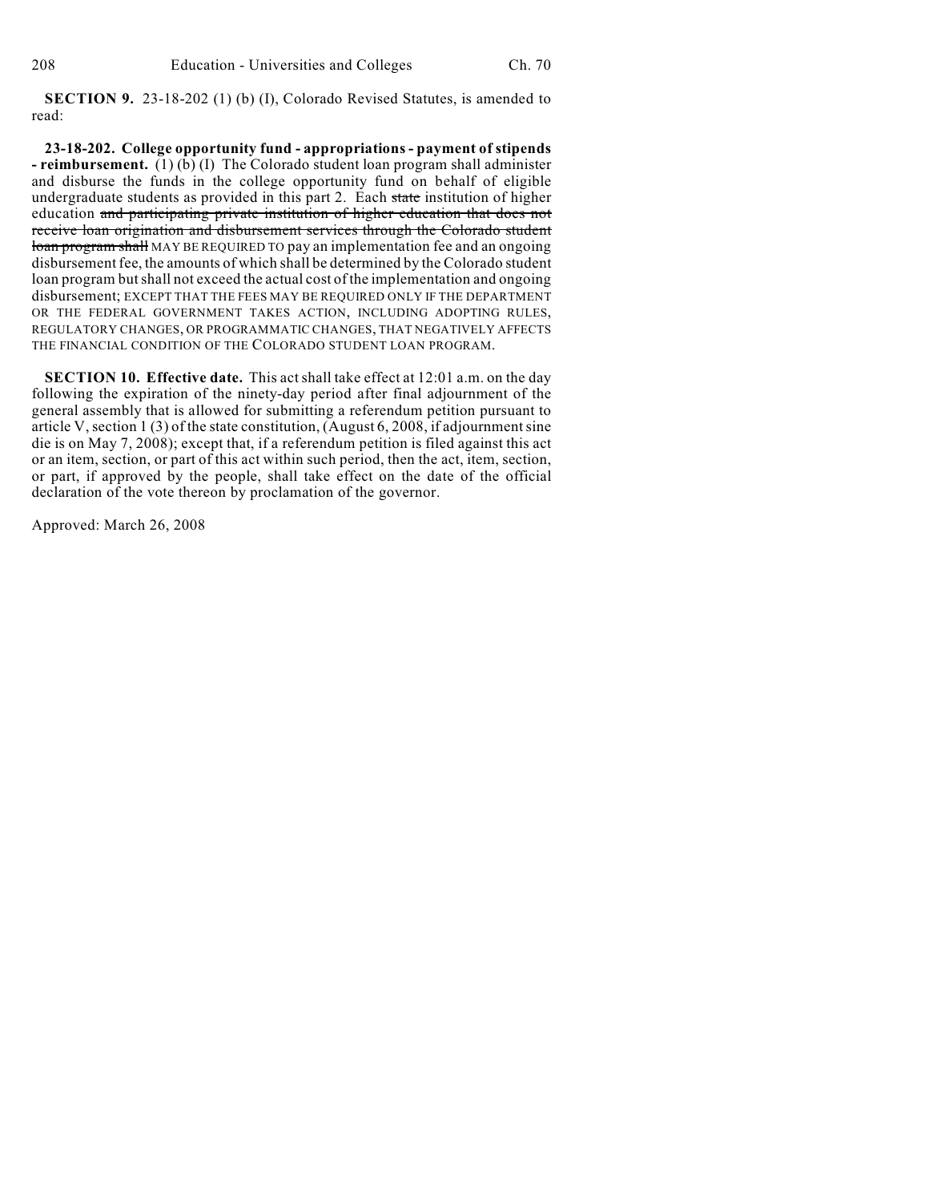**SECTION 9.** 23-18-202 (1) (b) (I), Colorado Revised Statutes, is amended to read:

**23-18-202. College opportunity fund - appropriations - payment of stipends - reimbursement.** (1) (b) (I) The Colorado student loan program shall administer and disburse the funds in the college opportunity fund on behalf of eligible undergraduate students as provided in this part 2. Each ~~state~~ institution of higher education ~~and participating private institution of higher education that does not receive loan origination and disbursement services through the Colorado student loan program shall~~ MAY BE REQUIRED TO pay an implementation fee and an ongoing disbursement fee, the amounts of which shall be determined by the Colorado student loan program but shall not exceed the actual cost of the implementation and ongoing disbursement; EXCEPT THAT THE FEES MAY BE REQUIRED ONLY IF THE DEPARTMENT OR THE FEDERAL GOVERNMENT TAKES ACTION, INCLUDING ADOPTING RULES, REGULATORY CHANGES, OR PROGRAMMATIC CHANGES, THAT NEGATIVELY AFFECTS THE FINANCIAL CONDITION OF THE COLORADO STUDENT LOAN PROGRAM.

**SECTION 10. Effective date.** This act shall take effect at 12:01 a.m. on the day following the expiration of the ninety-day period after final adjournment of the general assembly that is allowed for submitting a referendum petition pursuant to article V, section 1 (3) of the state constitution, (August 6, 2008, if adjournment sine die is on May 7, 2008); except that, if a referendum petition is filed against this act or an item, section, or part of this act within such period, then the act, item, section, or part, if approved by the people, shall take effect on the date of the official declaration of the vote thereon by proclamation of the governor.

Approved: March 26, 2008